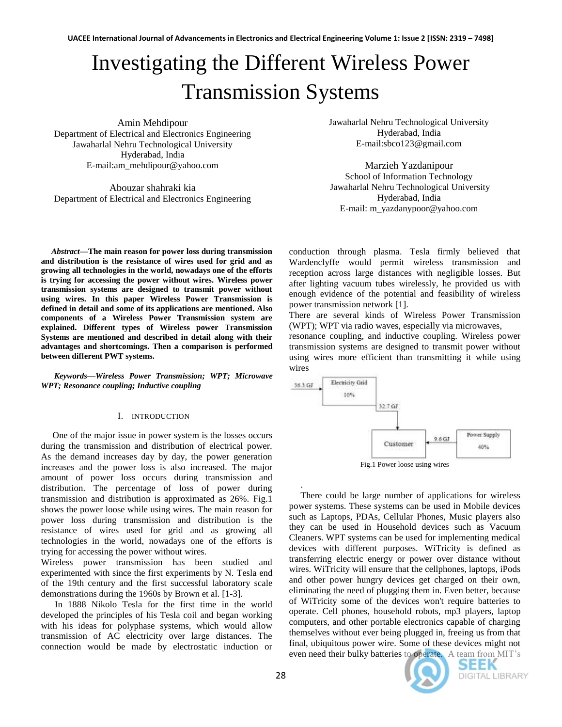# Investigating the Different Wireless Power Transmission Systems

Amin Mehdipour
Department of Electrical and Electronics Engineering
Jawaharlal Nehru Technological University
Hyderabad, India
E-mail:am_mehdipour@yahoo.com

Abouzar shahraki kia
Department of Electrical and Electronics Engineering
Jawaharlal Nehru Technological University
Hyderabad, India
E-mail:sbco123@gmail.com

Marzieh Yazdanipour
School of Information Technology
Jawaharlal Nehru Technological University
Hyderabad, India
E-mail: m_yazdanypoor@yahoo.com

***Abstract*—The main reason for power loss during transmission and distribution is the resistance of wires used for grid and as growing all technologies in the world, nowadays one of the efforts is trying for accessing the power without wires. Wireless power transmission systems are designed to transmit power without using wires. In this paper Wireless Power Transmission is defined in detail and some of its applications are mentioned. Also components of a Wireless Power Transmission system are explained. Different types of Wireless power Transmission Systems are mentioned and described in detail along with their advantages and shortcomings. Then a comparison is performed between different PWT systems.**

***Keywords—Wireless Power Transmission; WPT; Microwave WPT; Resonance coupling; Inductive coupling***

## I. INTRODUCTION

One of the major issue in power system is the losses occurs during the transmission and distribution of electrical power. As the demand increases day by day, the power generation increases and the power loss is also increased. The major amount of power loss occurs during transmission and distribution. The percentage of loss of power during transmission and distribution is approximated as 26%. Fig.1 shows the power loose while using wires. The main reason for power loss during transmission and distribution is the resistance of wires used for grid and as growing all technologies in the world, nowadays one of the efforts is trying for accessing the power without wires.

Wireless power transmission has been studied and experimented with since the first experiments by N. Tesla end of the 19th century and the first successful laboratory scale demonstrations during the 1960s by Brown et al. [1-3].

In 1888 Nikolo Tesla for the first time in the world developed the principles of his Tesla coil and began working with his ideas for polyphase systems, which would allow transmission of AC electricity over large distances. The connection would be made by electrostatic induction or conduction through plasma. Tesla firmly believed that Wardenclyffe would permit wireless transmission and reception across large distances with negligible losses. But after lighting vacuum tubes wirelessly, he provided us with enough evidence of the potential and feasibility of wireless power transmission network [1].

There are several kinds of Wireless Power Transmission (WPT); WPT via radio waves, especially via microwaves, resonance coupling, and inductive coupling. Wireless power transmission systems are designed to transmit power without using wires more efficient than transmitting it while using wires

36.3 GJ → Electricity Grid 10% → 32.7 GJ → Customer ← 9.6 GJ ← Power Supply 40%

Fig.1 Power loose using wires

There could be large number of applications for wireless power systems. These systems can be used in Mobile devices such as Laptops, PDAs, Cellular Phones, Music players also they can be used in Household devices such as Vacuum Cleaners. WPT systems can be used for implementing medical devices with different purposes. WiTricity is defined as transferring electric energy or power over distance without wires. WiTricity will ensure that the cellphones, laptops, iPods and other power hungry devices get charged on their own, eliminating the need of plugging them in. Even better, because of WiTricity some of the devices won't require batteries to operate. Cell phones, household robots, mp3 players, laptop computers, and other portable electronics capable of charging themselves without ever being plugged in, freeing us from that final, ubiquitous power wire. Some of these devices might not even need their bulky batteries to operate. A team from MIT's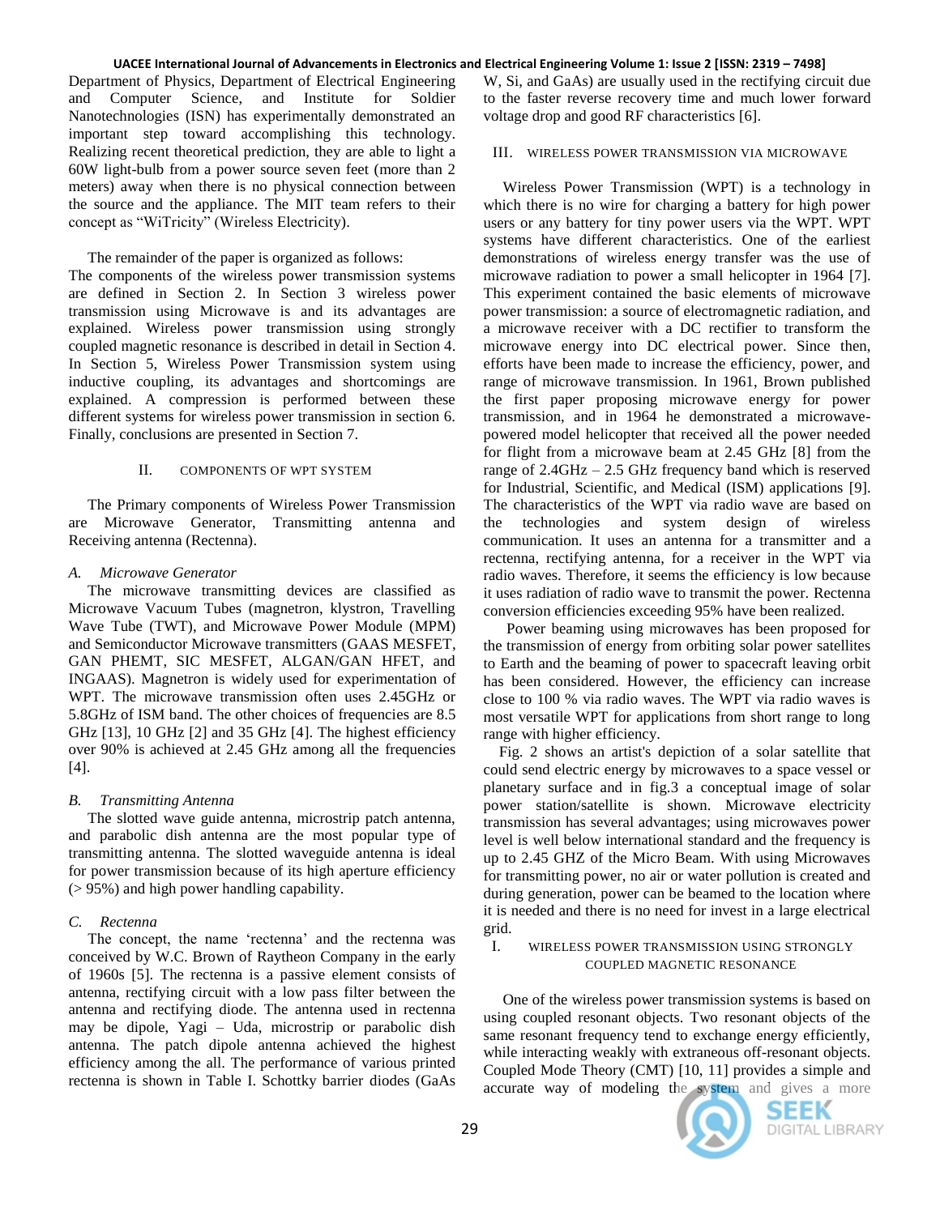Department of Physics, Department of Electrical Engineering and Computer Science, and Institute for Soldier Nanotechnologies (ISN) has experimentally demonstrated an important step toward accomplishing this technology. Realizing recent theoretical prediction, they are able to light a 60W light-bulb from a power source seven feet (more than 2 meters) away when there is no physical connection between the source and the appliance. The MIT team refers to their concept as "WiTricity" (Wireless Electricity).

The remainder of the paper is organized as follows: The components of the wireless power transmission systems are defined in Section 2. In Section 3 wireless power transmission using Microwave is and its advantages are explained. Wireless power transmission using strongly coupled magnetic resonance is described in detail in Section 4. In Section 5, Wireless Power Transmission system using inductive coupling, its advantages and shortcomings are explained. A compression is performed between these different systems for wireless power transmission in section 6. Finally, conclusions are presented in Section 7.

## II. Components of WPT System

The Primary components of Wireless Power Transmission are Microwave Generator, Transmitting antenna and Receiving antenna (Rectenna).

### A. *Microwave Generator*

The microwave transmitting devices are classified as Microwave Vacuum Tubes (magnetron, klystron, Travelling Wave Tube (TWT), and Microwave Power Module (MPM) and Semiconductor Microwave transmitters (GAAS MESFET, GAN PHEMT, SIC MESFET, ALGAN/GAN HFET, and INGAAS). Magnetron is widely used for experimentation of WPT. The microwave transmission often uses 2.45GHz or 5.8GHz of ISM band. The other choices of frequencies are 8.5 GHz [13], 10 GHz [2] and 35 GHz [4]. The highest efficiency over 90% is achieved at 2.45 GHz among all the frequencies [4].

### B. *Transmitting Antenna*

The slotted wave guide antenna, microstrip patch antenna, and parabolic dish antenna are the most popular type of transmitting antenna. The slotted waveguide antenna is ideal for power transmission because of its high aperture efficiency (> 95%) and high power handling capability.

### C. *Rectenna*

The concept, the name 'rectenna' and the rectenna was conceived by W.C. Brown of Raytheon Company in the early of 1960s [5]. The rectenna is a passive element consists of antenna, rectifying circuit with a low pass filter between the antenna and rectifying diode. The antenna used in rectenna may be dipole, Yagi – Uda, microstrip or parabolic dish antenna. The patch dipole antenna achieved the highest efficiency among the all. The performance of various printed rectenna is shown in Table I. Schottky barrier diodes (GaAs W, Si, and GaAs) are usually used in the rectifying circuit due to the faster reverse recovery time and much lower forward voltage drop and good RF characteristics [6].

## III. Wireless Power Transmission via Microwave

Wireless Power Transmission (WPT) is a technology in which there is no wire for charging a battery for high power users or any battery for tiny power users via the WPT. WPT systems have different characteristics. One of the earliest demonstrations of wireless energy transfer was the use of microwave radiation to power a small helicopter in 1964 [7]. This experiment contained the basic elements of microwave power transmission: a source of electromagnetic radiation, and a microwave receiver with a DC rectifier to transform the microwave energy into DC electrical power. Since then, efforts have been made to increase the efficiency, power, and range of microwave transmission. In 1961, Brown published the first paper proposing microwave energy for power transmission, and in 1964 he demonstrated a microwave-powered model helicopter that received all the power needed for flight from a microwave beam at 2.45 GHz [8] from the range of 2.4GHz – 2.5 GHz frequency band which is reserved for Industrial, Scientific, and Medical (ISM) applications [9]. The characteristics of the WPT via radio wave are based on the technologies and system design of wireless communication. It uses an antenna for a transmitter and a rectenna, rectifying antenna, for a receiver in the WPT via radio waves. Therefore, it seems the efficiency is low because it uses radiation of radio wave to transmit the power. Rectenna conversion efficiencies exceeding 95% have been realized.

Power beaming using microwaves has been proposed for the transmission of energy from orbiting solar power satellites to Earth and the beaming of power to spacecraft leaving orbit has been considered. However, the efficiency can increase close to 100 % via radio waves. The WPT via radio waves is most versatile WPT for applications from short range to long range with higher efficiency.

Fig. 2 shows an artist's depiction of a solar satellite that could send electric energy by microwaves to a space vessel or planetary surface and in fig.3 a conceptual image of solar power station/satellite is shown. Microwave electricity transmission has several advantages; using microwaves power level is well below international standard and the frequency is up to 2.45 GHZ of the Micro Beam. With using Microwaves for transmitting power, no air or water pollution is created and during generation, power can be beamed to the location where it is needed and there is no need for invest in a large electrical grid.

## I. Wireless Power Transmission Using Strongly Coupled Magnetic Resonance

One of the wireless power transmission systems is based on using coupled resonant objects. Two resonant objects of the same resonant frequency tend to exchange energy efficiently, while interacting weakly with extraneous off-resonant objects. Coupled Mode Theory (CMT) [10, 11] provides a simple and accurate way of modeling the system and gives a more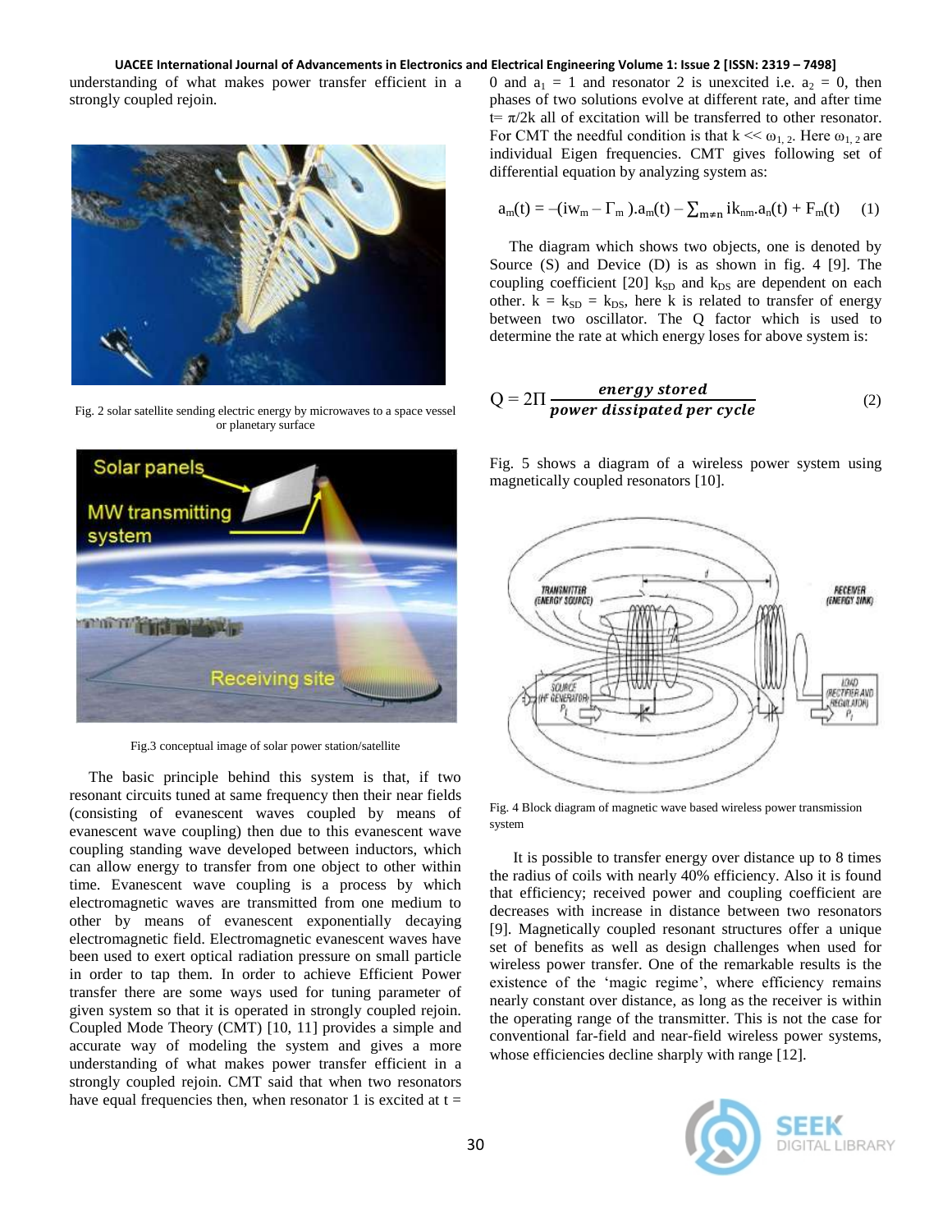understanding of what makes power transfer efficient in a strongly coupled rejoin.

Fig. 2 solar satellite sending electric energy by microwaves to a space vessel or planetary surface

Fig.3 conceptual image of solar power station/satellite

The basic principle behind this system is that, if two resonant circuits tuned at same frequency then their near fields (consisting of evanescent waves coupled by means of evanescent wave coupling) then due to this evanescent wave coupling standing wave developed between inductors, which can allow energy to transfer from one object to other within time. Evanescent wave coupling is a process by which electromagnetic waves are transmitted from one medium to other by means of evanescent exponentially decaying electromagnetic field. Electromagnetic evanescent waves have been used to exert optical radiation pressure on small particle in order to tap them. In order to achieve Efficient Power transfer there are some ways used for tuning parameter of given system so that it is operated in strongly coupled rejoin. Coupled Mode Theory (CMT) [10, 11] provides a simple and accurate way of modeling the system and gives a more understanding of what makes power transfer efficient in a strongly coupled rejoin. CMT said that when two resonators have equal frequencies then, when resonator 1 is excited at t = 0 and $a_1 = 1$ and resonator 2 is unexcited i.e. $a_2 = 0$, then phases of two solutions evolve at different rate, and after time $t = \pi/2k$ all of excitation will be transferred to other resonator. For CMT the needful condition is that $k \ll \omega_{1,2}$. Here $\omega_{1,2}$ are individual Eigen frequencies. CMT gives following set of differential equation by analyzing system as:

$$a_m(t) = -(iw_m - \Gamma_m).a_m(t) - \sum_{m \neq n} ik_{nm}.a_n(t) + F_m(t) \quad (1)$$

The diagram which shows two objects, one is denoted by Source (S) and Device (D) is as shown in fig. 4 [9]. The coupling coefficient [20] $k_{SD}$ and $k_{DS}$ are dependent on each other. $k = k_{SD} = k_{DS}$, here k is related to transfer of energy between two oscillator. The Q factor which is used to determine the rate at which energy loses for above system is:

$$Q = 2\Pi \frac{\textbf{\textit{energy stored}}}{\textbf{\textit{power dissipated per cycle}}} \quad (2)$$

Fig. 5 shows a diagram of a wireless power system using magnetically coupled resonators [10].

Fig. 4 Block diagram of magnetic wave based wireless power transmission system

It is possible to transfer energy over distance up to 8 times the radius of coils with nearly 40% efficiency. Also it is found that efficiency; received power and coupling coefficient are decreases with increase in distance between two resonators [9]. Magnetically coupled resonant structures offer a unique set of benefits as well as design challenges when used for wireless power transfer. One of the remarkable results is the existence of the 'magic regime', where efficiency remains nearly constant over distance, as long as the receiver is within the operating range of the transmitter. This is not the case for conventional far-field and near-field wireless power systems, whose efficiencies decline sharply with range [12].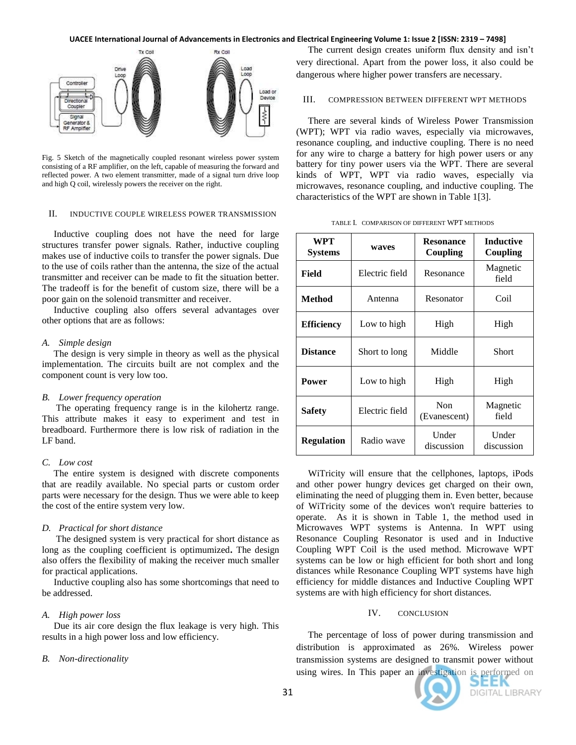Fig. 5 Sketch of the magnetically coupled resonant wireless power system consisting of a RF amplifier, on the left, capable of measuring the forward and reflected power. A two element transmitter, made of a signal turn drive loop and high Q coil, wirelessly powers the receiver on the right.

## II. INDUCTIVE COUPLE WIRELESS POWER TRANSMISSION

Inductive coupling does not have the need for large structures transfer power signals. Rather, inductive coupling makes use of inductive coils to transfer the power signals. Due to the use of coils rather than the antenna, the size of the actual transmitter and receiver can be made to fit the situation better. The tradeoff is for the benefit of custom size, there will be a poor gain on the solenoid transmitter and receiver.

Inductive coupling also offers several advantages over other options that are as follows:

### *A. Simple design*

The design is very simple in theory as well as the physical implementation. The circuits built are not complex and the component count is very low too.

### *B. Lower frequency operation*

The operating frequency range is in the kilohertz range. This attribute makes it easy to experiment and test in breadboard. Furthermore there is low risk of radiation in the LF band.

### *C. Low cost*

The entire system is designed with discrete components that are readily available. No special parts or custom order parts were necessary for the design. Thus we were able to keep the cost of the entire system very low.

### *D. Practical for short distance*

The designed system is very practical for short distance as long as the coupling coefficient is optimumized**.** The design also offers the flexibility of making the receiver much smaller for practical applications.

Inductive coupling also has some shortcomings that need to be addressed.

### *A. High power loss*

Due its air core design the flux leakage is very high. This results in a high power loss and low efficiency.

### *B. Non-directionality*

The current design creates uniform flux density and isn't very directional. Apart from the power loss, it also could be dangerous where higher power transfers are necessary.

## III. COMPRESSION BETWEEN DIFFERENT WPT METHODS

There are several kinds of Wireless Power Transmission (WPT); WPT via radio waves, especially via microwaves, resonance coupling, and inductive coupling. There is no need for any wire to charge a battery for high power users or any battery for tiny power users via the WPT. There are several kinds of WPT, WPT via radio waves, especially via microwaves, resonance coupling, and inductive coupling. The characteristics of the WPT are shown in Table 1[3].

TABLE I. COMPARISON OF DIFFERENT WPT METHODS

| WPT Systems | waves | Resonance Coupling | Inductive Coupling |
|---|---|---|---|
| **Field** | Electric field | Resonance | Magnetic field |
| **Method** | Antenna | Resonator | Coil |
| **Efficiency** | Low to high | High | High |
| **Distance** | Short to long | Middle | Short |
| **Power** | Low to high | High | High |
| **Safety** | Electric field | Non (Evanescent) | Magnetic field |
| **Regulation** | Radio wave | Under discussion | Under discussion |

WiTricity will ensure that the cellphones, laptops, iPods and other power hungry devices get charged on their own, eliminating the need of plugging them in. Even better, because of WiTricity some of the devices won't require batteries to operate. As it is shown in Table 1, the method used in Microwaves WPT systems is Antenna. In WPT using Resonance Coupling Resonator is used and in Inductive Coupling WPT Coil is the used method. Microwave WPT systems can be low or high efficient for both short and long distances while Resonance Coupling WPT systems have high efficiency for middle distances and Inductive Coupling WPT systems are with high efficiency for short distances.

## IV. CONCLUSION

The percentage of loss of power during transmission and distribution is approximated as 26%. Wireless power transmission systems are designed to transmit power without using wires. In This paper an investigation is performed on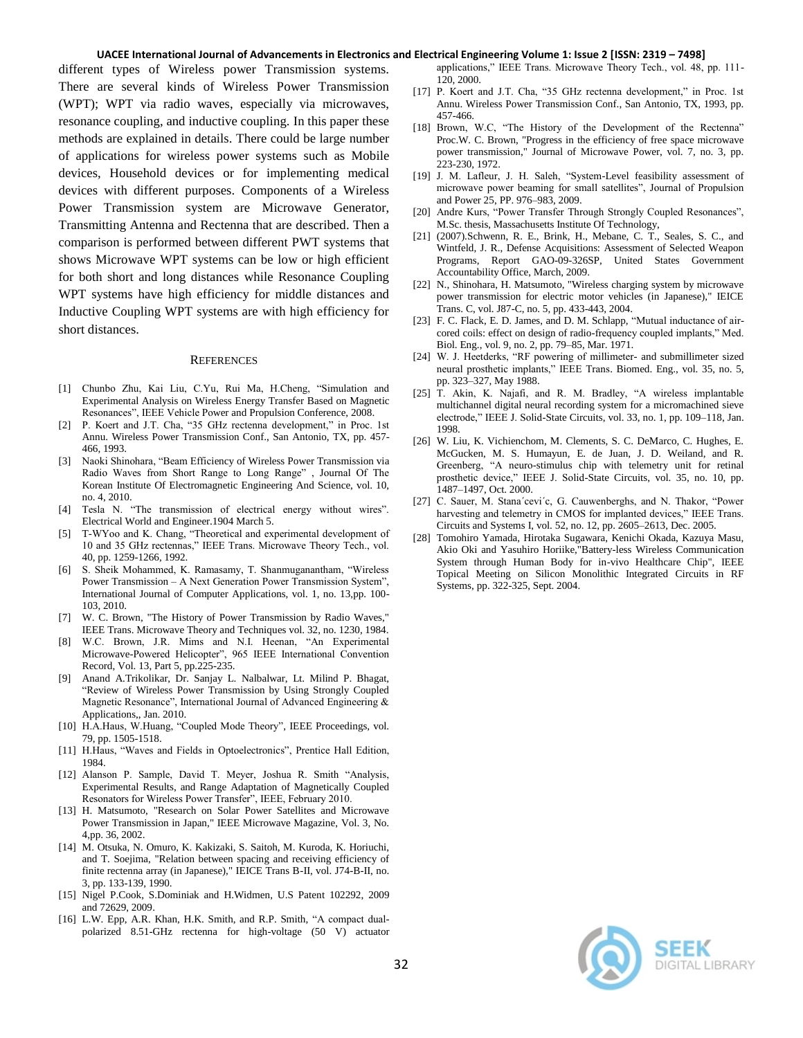different types of Wireless power Transmission systems. There are several kinds of Wireless Power Transmission (WPT); WPT via radio waves, especially via microwaves, resonance coupling, and inductive coupling. In this paper these methods are explained in details. There could be large number of applications for wireless power systems such as Mobile devices, Household devices or for implementing medical devices with different purposes. Components of a Wireless Power Transmission system are Microwave Generator, Transmitting Antenna and Rectenna that are described. Then a comparison is performed between different PWT systems that shows Microwave WPT systems can be low or high efficient for both short and long distances while Resonance Coupling WPT systems have high efficiency for middle distances and Inductive Coupling WPT systems are with high efficiency for short distances.

## REFERENCES

[1] Chunbo Zhu, Kai Liu, C.Yu, Rui Ma, H.Cheng, "Simulation and Experimental Analysis on Wireless Energy Transfer Based on Magnetic Resonances", IEEE Vehicle Power and Propulsion Conference, 2008.

[2] P. Koert and J.T. Cha, "35 GHz rectenna development," in Proc. 1st Annu. Wireless Power Transmission Conf., San Antonio, TX, pp. 457-466, 1993.

[3] Naoki Shinohara, "Beam Efficiency of Wireless Power Transmission via Radio Waves from Short Range to Long Range" , Journal Of The Korean Institute Of Electromagnetic Engineering And Science, vol. 10, no. 4, 2010.

[4] Tesla N. "The transmission of electrical energy without wires". Electrical World and Engineer.1904 March 5.

[5] T-WYoo and K. Chang, "Theoretical and experimental development of 10 and 35 GHz rectennas," IEEE Trans. Microwave Theory Tech., vol. 40, pp. 1259-1266, 1992.

[6] S. Sheik Mohammed, K. Ramasamy, T. Shanmuganantham, "Wireless Power Transmission – A Next Generation Power Transmission System", International Journal of Computer Applications, vol. 1, no. 13,pp. 100-103, 2010.

[7] W. C. Brown, "The History of Power Transmission by Radio Waves," IEEE Trans. Microwave Theory and Techniques vol. 32, no. 1230, 1984.

[8] W.C. Brown, J.R. Mims and N.I. Heenan, "An Experimental Microwave-Powered Helicopter", 965 IEEE International Convention Record, Vol. 13, Part 5, pp.225-235.

[9] Anand A.Trikolikar, Dr. Sanjay L. Nalbalwar, Lt. Milind P. Bhagat, "Review of Wireless Power Transmission by Using Strongly Coupled Magnetic Resonance", International Journal of Advanced Engineering & Applications,, Jan. 2010.

[10] H.A.Haus, W.Huang, "Coupled Mode Theory", IEEE Proceedings, vol. 79, pp. 1505-1518.

[11] H.Haus, "Waves and Fields in Optoelectronics", Prentice Hall Edition, 1984.

[12] Alanson P. Sample, David T. Meyer, Joshua R. Smith "Analysis, Experimental Results, and Range Adaptation of Magnetically Coupled Resonators for Wireless Power Transfer", IEEE, February 2010.

[13] H. Matsumoto, "Research on Solar Power Satellites and Microwave Power Transmission in Japan," IEEE Microwave Magazine, Vol. 3, No. 4,pp. 36, 2002.

[14] M. Otsuka, N. Omuro, K. Kakizaki, S. Saitoh, M. Kuroda, K. Horiuchi, and T. Soejima, "Relation between spacing and receiving efficiency of finite rectenna array (in Japanese)," IEICE Trans B-II, vol. J74-B-II, no. 3, pp. 133-139, 1990.

[15] Nigel P.Cook, S.Dominiak and H.Widmen, U.S Patent 102292, 2009 and 72629, 2009.

[16] L.W. Epp, A.R. Khan, H.K. Smith, and R.P. Smith, "A compact dual-polarized 8.51-GHz rectenna for high-voltage (50 V) actuator applications," IEEE Trans. Microwave Theory Tech., vol. 48, pp. 111-120, 2000.

[17] P. Koert and J.T. Cha, "35 GHz rectenna development," in Proc. 1st Annu. Wireless Power Transmission Conf., San Antonio, TX, 1993, pp. 457-466.

[18] Brown, W.C, "The History of the Development of the Rectenna" Proc.W. C. Brown, "Progress in the efficiency of free space microwave power transmission," Journal of Microwave Power, vol. 7, no. 3, pp. 223-230, 1972.

[19] J. M. Lafleur, J. H. Saleh, "System-Level feasibility assessment of microwave power beaming for small satellites", Journal of Propulsion and Power 25, PP. 976–983, 2009.

[20] Andre Kurs, "Power Transfer Through Strongly Coupled Resonances", M.Sc. thesis, Massachusetts Institute Of Technology,

[21] (2007).Schwenn, R. E., Brink, H., Mebane, C. T., Seales, S. C., and Wintfeld, J. R., Defense Acquisitions: Assessment of Selected Weapon Programs, Report GAO-09-326SP, United States Government Accountability Office, March, 2009.

[22] N., Shinohara, H. Matsumoto, "Wireless charging system by microwave power transmission for electric motor vehicles (in Japanese)," IEICE Trans. C, vol. J87-C, no. 5, pp. 433-443, 2004.

[23] F. C. Flack, E. D. James, and D. M. Schlapp, "Mutual inductance of air-cored coils: effect on design of radio-frequency coupled implants," Med. Biol. Eng., vol. 9, no. 2, pp. 79–85, Mar. 1971.

[24] W. J. Heetderks, "RF powering of millimeter- and submillimeter sized neural prosthetic implants," IEEE Trans. Biomed. Eng., vol. 35, no. 5, pp. 323–327, May 1988.

[25] T. Akin, K. Najafi, and R. M. Bradley, "A wireless implantable multichannel digital neural recording system for a micromachined sieve electrode," IEEE J. Solid-State Circuits, vol. 33, no. 1, pp. 109–118, Jan. 1998.

[26] W. Liu, K. Vichienchom, M. Clements, S. C. DeMarco, C. Hughes, E. McGucken, M. S. Humayun, E. de Juan, J. D. Weiland, and R. Greenberg, "A neuro-stimulus chip with telemetry unit for retinal prosthetic device," IEEE J. Solid-State Circuits, vol. 35, no. 10, pp. 1487–1497, Oct. 2000.

[27] C. Sauer, M. Stana´cevi´c, G. Cauwenberghs, and N. Thakor, "Power harvesting and telemetry in CMOS for implanted devices," IEEE Trans. Circuits and Systems I, vol. 52, no. 12, pp. 2605–2613, Dec. 2005.

[28] Tomohiro Yamada, Hirotaka Sugawara, Kenichi Okada, Kazuya Masu, Akio Oki and Yasuhiro Horiike,"Battery-less Wireless Communication System through Human Body for in-vivo Healthcare Chip", IEEE Topical Meeting on Silicon Monolithic Integrated Circuits in RF Systems, pp. 322-325, Sept. 2004.